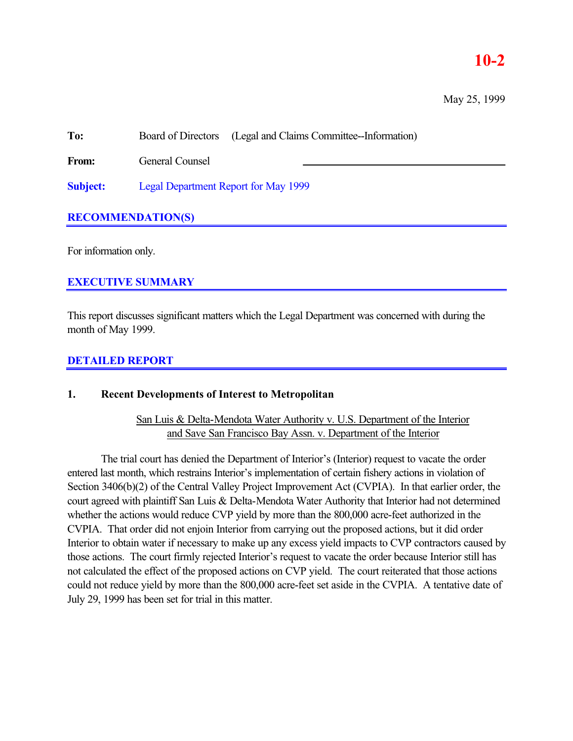# 10-2

May 25, 1999

**To:** Board of Directors (Legal and Claims Committee--Information)

**From:** General Counsel

**Subject:** Legal Department Report for May 1999

## RECOMMENDATION(S)

For information only.

## EXECUTIVE SUMMARY

This report discusses significant matters which the Legal Department was concerned with during the month of May 1999.

## DETAILED REPORT

### 1. Recent Developments of Interest to Metropolitan

San Luis & Delta-Mendota Water Authority v. U.S. Department of the Interior and Save San Francisco Bay Assn. v. Department of the Interior

The trial court has denied the Department of Interior's (Interior) request to vacate the order entered last month, which restrains Interior's implementation of certain fishery actions in violation of Section 3406(b)(2) of the Central Valley Project Improvement Act (CVPIA). In that earlier order, the court agreed with plaintiff San Luis & Delta-Mendota Water Authority that Interior had not determined whether the actions would reduce CVP yield by more than the 800,000 acre-feet authorized in the CVPIA. That order did not enjoin Interior from carrying out the proposed actions, but it did order Interior to obtain water if necessary to make up any excess yield impacts to CVP contractors caused by those actions. The court firmly rejected Interior's request to vacate the order because Interior still has not calculated the effect of the proposed actions on CVP yield. The court reiterated that those actions could not reduce yield by more than the 800,000 acre-feet set aside in the CVPIA. A tentative date of July 29, 1999 has been set for trial in this matter.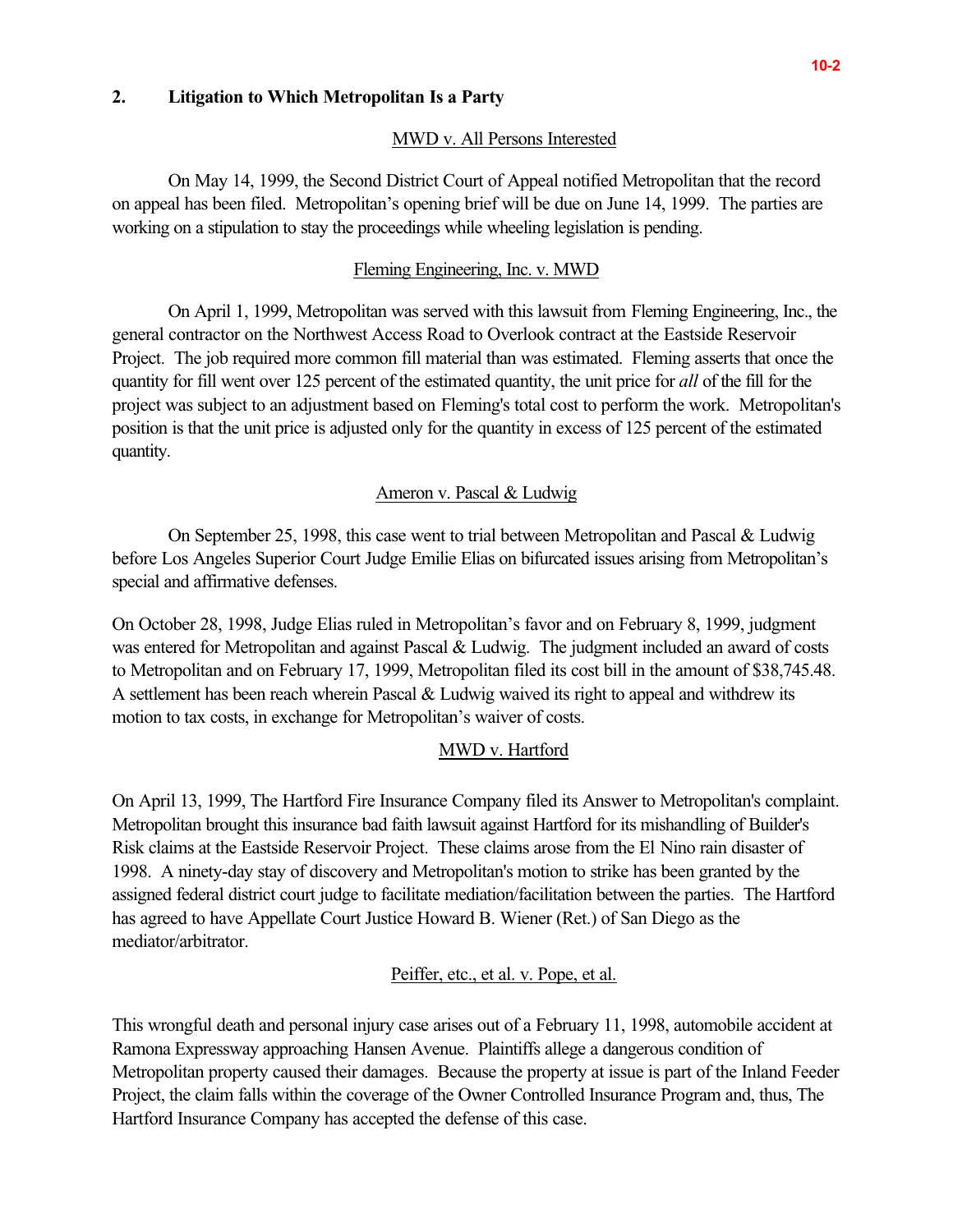## 2. Litigation to Which Metropolitan Is a Party

MWD v. All Persons Interested

On May 14, 1999, the Second District Court of Appeal notified Metropolitan that the record on appeal has been filed. Metropolitan's opening brief will be due on June 14, 1999. The parties are working on a stipulation to stay the proceedings while wheeling legislation is pending.

Fleming Engineering, Inc. v. MWD

On April 1, 1999, Metropolitan was served with this lawsuit from Fleming Engineering, Inc., the general contractor on the Northwest Access Road to Overlook contract at the Eastside Reservoir Project. The job required more common fill material than was estimated. Fleming asserts that once the quantity for fill went over 125 percent of the estimated quantity, the unit price for *all* of the fill for the project was subject to an adjustment based on Fleming's total cost to perform the work. Metropolitan's position is that the unit price is adjusted only for the quantity in excess of 125 percent of the estimated quantity.

Ameron v. Pascal & Ludwig

On September 25, 1998, this case went to trial between Metropolitan and Pascal & Ludwig before Los Angeles Superior Court Judge Emilie Elias on bifurcated issues arising from Metropolitan's special and affirmative defenses.

On October 28, 1998, Judge Elias ruled in Metropolitan's favor and on February 8, 1999, judgment was entered for Metropolitan and against Pascal & Ludwig. The judgment included an award of costs to Metropolitan and on February 17, 1999, Metropolitan filed its cost bill in the amount of $38,745.48. A settlement has been reach wherein Pascal & Ludwig waived its right to appeal and withdrew its motion to tax costs, in exchange for Metropolitan's waiver of costs.

MWD v. Hartford

On April 13, 1999, The Hartford Fire Insurance Company filed its Answer to Metropolitan's complaint. Metropolitan brought this insurance bad faith lawsuit against Hartford for its mishandling of Builder's Risk claims at the Eastside Reservoir Project. These claims arose from the El Nino rain disaster of 1998. A ninety-day stay of discovery and Metropolitan's motion to strike has been granted by the assigned federal district court judge to facilitate mediation/facilitation between the parties. The Hartford has agreed to have Appellate Court Justice Howard B. Wiener (Ret.) of San Diego as the mediator/arbitrator.

Peiffer, etc., et al. v. Pope, et al.

This wrongful death and personal injury case arises out of a February 11, 1998, automobile accident at Ramona Expressway approaching Hansen Avenue. Plaintiffs allege a dangerous condition of Metropolitan property caused their damages. Because the property at issue is part of the Inland Feeder Project, the claim falls within the coverage of the Owner Controlled Insurance Program and, thus, The Hartford Insurance Company has accepted the defense of this case.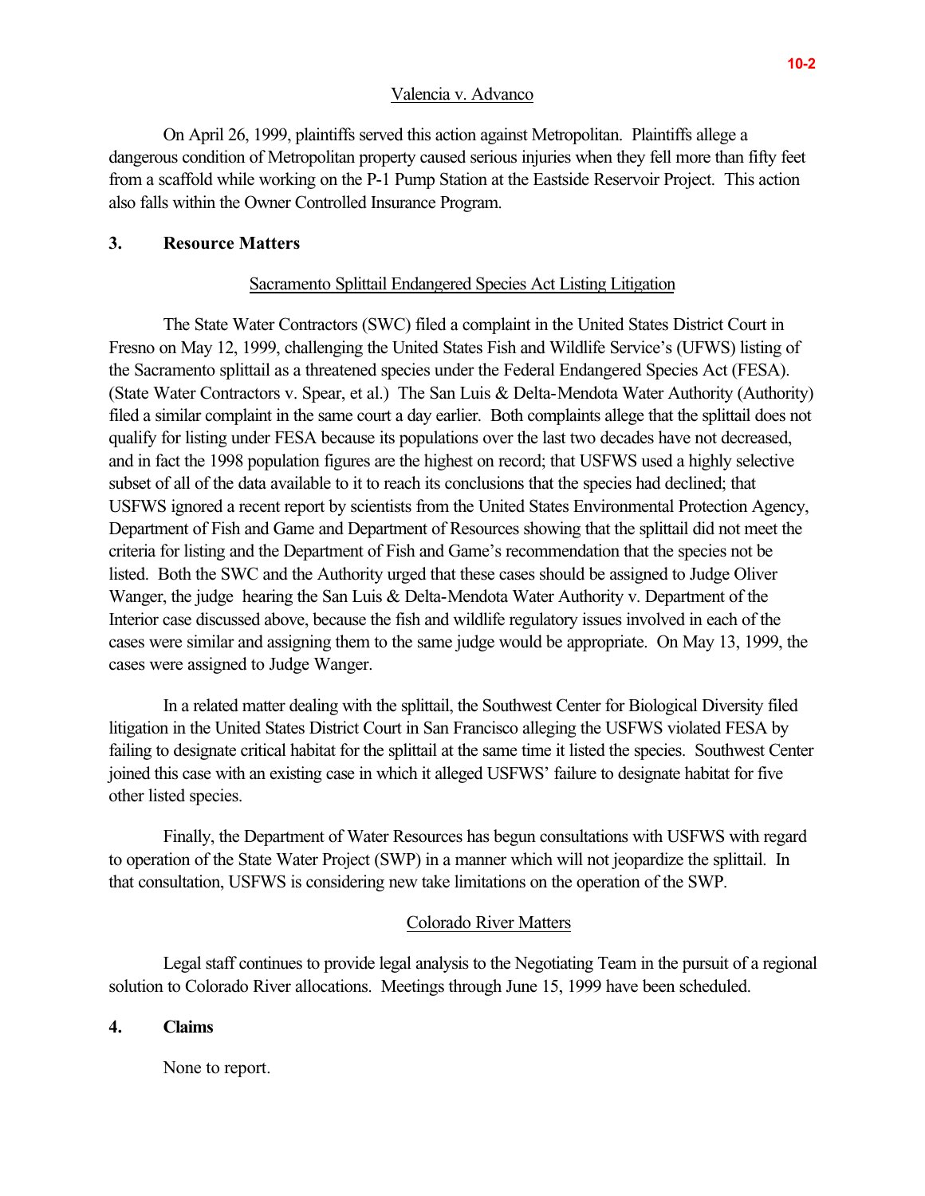Valencia v. Advanco

On April 26, 1999, plaintiffs served this action against Metropolitan. Plaintiffs allege a dangerous condition of Metropolitan property caused serious injuries when they fell more than fifty feet from a scaffold while working on the P-1 Pump Station at the Eastside Reservoir Project. This action also falls within the Owner Controlled Insurance Program.

## 3. Resource Matters

Sacramento Splittail Endangered Species Act Listing Litigation

The State Water Contractors (SWC) filed a complaint in the United States District Court in Fresno on May 12, 1999, challenging the United States Fish and Wildlife Service's (UFWS) listing of the Sacramento splittail as a threatened species under the Federal Endangered Species Act (FESA). (State Water Contractors v. Spear, et al.) The San Luis & Delta-Mendota Water Authority (Authority) filed a similar complaint in the same court a day earlier. Both complaints allege that the splittail does not qualify for listing under FESA because its populations over the last two decades have not decreased, and in fact the 1998 population figures are the highest on record; that USFWS used a highly selective subset of all of the data available to it to reach its conclusions that the species had declined; that USFWS ignored a recent report by scientists from the United States Environmental Protection Agency, Department of Fish and Game and Department of Resources showing that the splittail did not meet the criteria for listing and the Department of Fish and Game's recommendation that the species not be listed. Both the SWC and the Authority urged that these cases should be assigned to Judge Oliver Wanger, the judge hearing the San Luis & Delta-Mendota Water Authority v. Department of the Interior case discussed above, because the fish and wildlife regulatory issues involved in each of the cases were similar and assigning them to the same judge would be appropriate. On May 13, 1999, the cases were assigned to Judge Wanger.

In a related matter dealing with the splittail, the Southwest Center for Biological Diversity filed litigation in the United States District Court in San Francisco alleging the USFWS violated FESA by failing to designate critical habitat for the splittail at the same time it listed the species. Southwest Center joined this case with an existing case in which it alleged USFWS' failure to designate habitat for five other listed species.

Finally, the Department of Water Resources has begun consultations with USFWS with regard to operation of the State Water Project (SWP) in a manner which will not jeopardize the splittail. In that consultation, USFWS is considering new take limitations on the operation of the SWP.

Colorado River Matters

Legal staff continues to provide legal analysis to the Negotiating Team in the pursuit of a regional solution to Colorado River allocations. Meetings through June 15, 1999 have been scheduled.

## 4. Claims

None to report.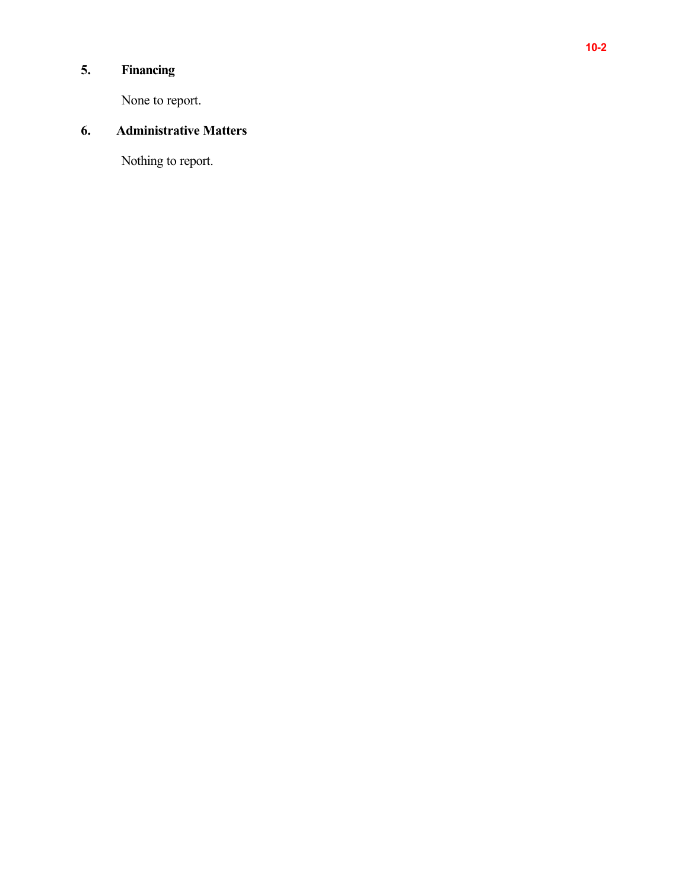**5. Financing**

None to report.

**6. Administrative Matters**

Nothing to report.